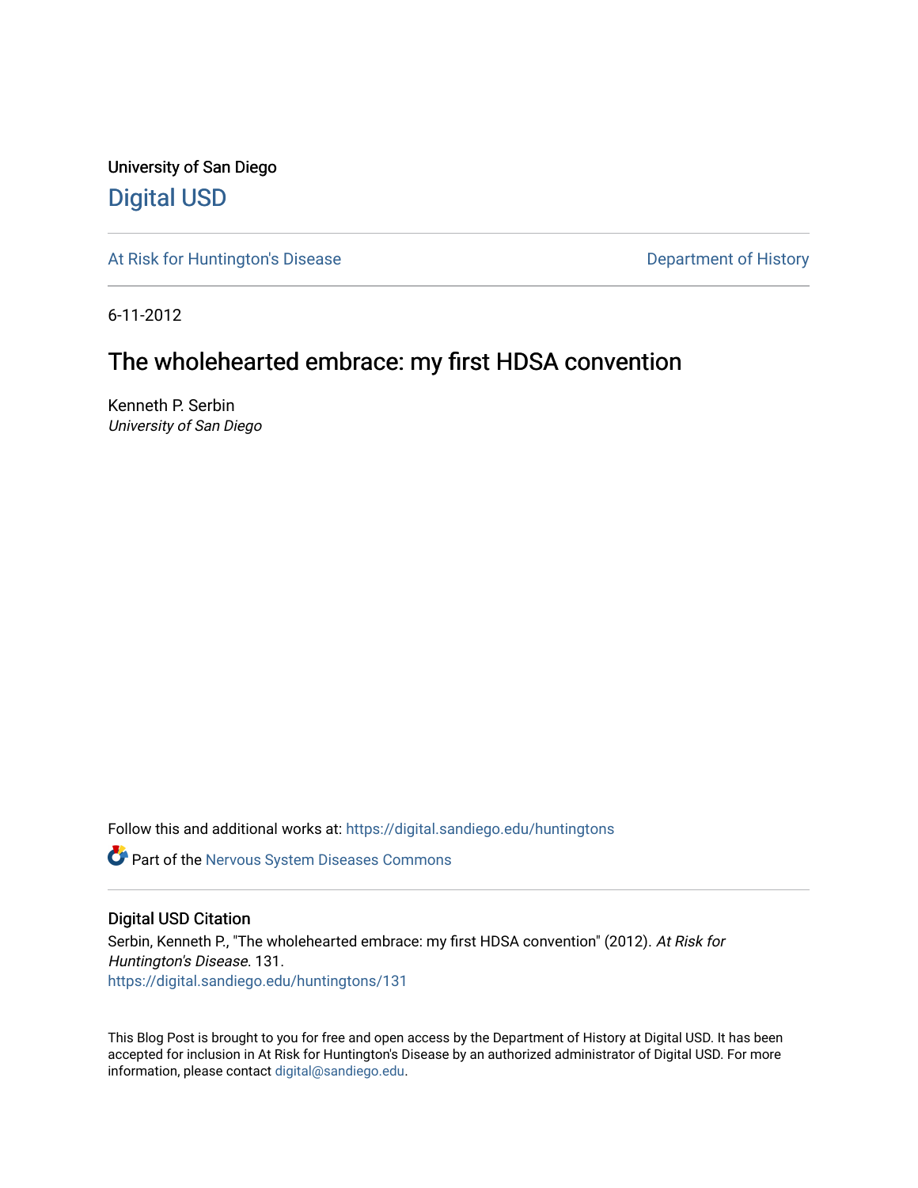University of San Diego

# Digital USD

At Risk for Huntington's Disease

Department of History

6-11-2012

## The wholehearted embrace: my first HDSA convention

Kenneth P. Serbin
*University of San Diego*

Follow this and additional works at: https://digital.sandiego.edu/huntingtons

Part of the Nervous System Diseases Commons

### Digital USD Citation

Serbin, Kenneth P., "The wholehearted embrace: my first HDSA convention" (2012). *At Risk for Huntington's Disease*. 131.
https://digital.sandiego.edu/huntingtons/131

This Blog Post is brought to you for free and open access by the Department of History at Digital USD. It has been accepted for inclusion in At Risk for Huntington's Disease by an authorized administrator of Digital USD. For more information, please contact digital@sandiego.edu.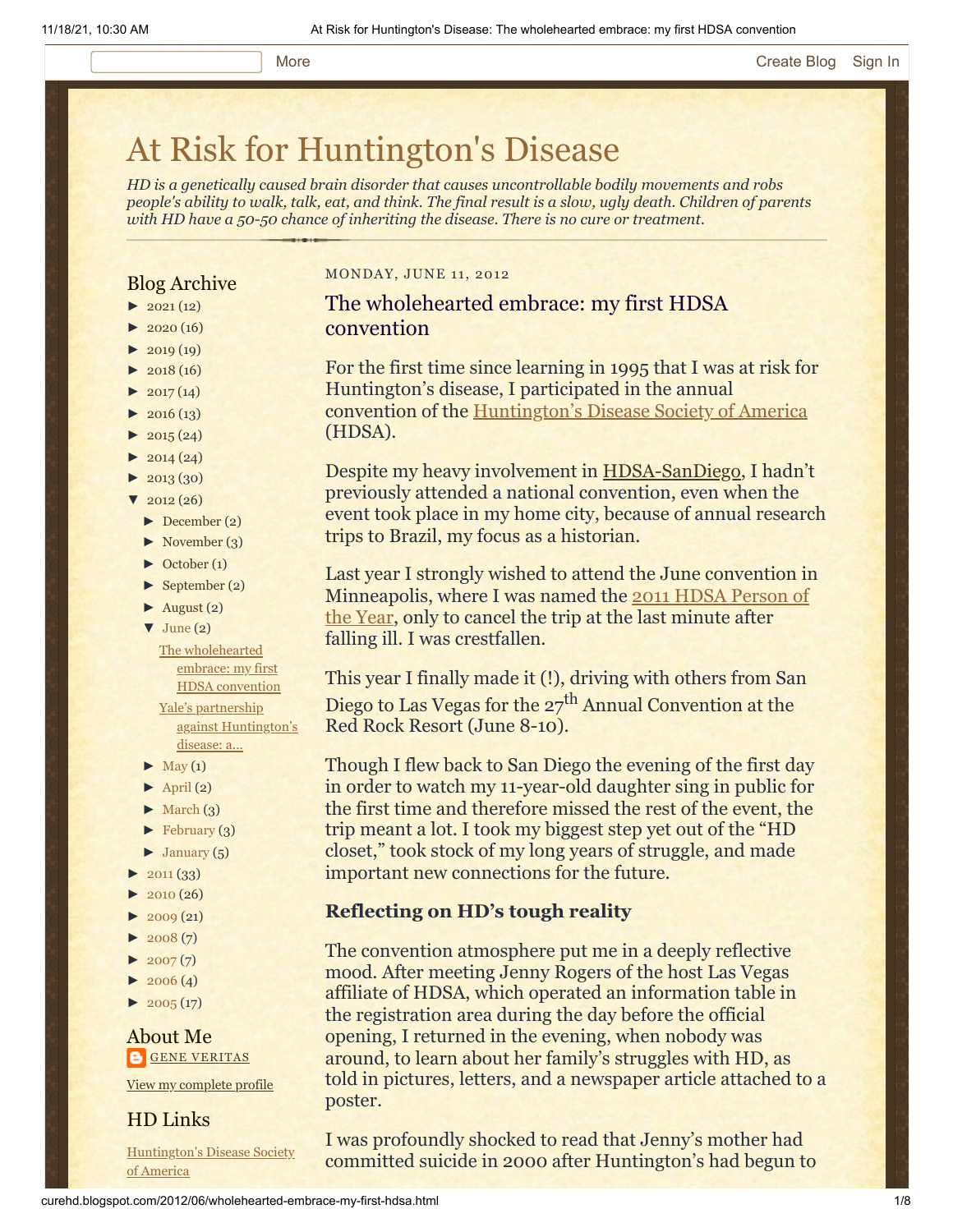# At Risk for Huntington's Disease

*HD is a genetically caused brain disorder that causes uncontrollable bodily movements and robs people's ability to walk, talk, eat, and think. The final result is a slow, ugly death. Children of parents with HD have a 50-50 chance of inheriting the disease. There is no cure or treatment.*

## Blog Archive

- ► 2021 (12)
- ► 2020 (16)
- ► 2019 (19)
- ► 2018 (16)
- ► 2017 (14)
- ► 2016 (13)
- ► 2015 (24)
- ► 2014 (24)
- ► 2013 (30)
- ▼ 2012 (26)
  - ► December (2)
  - ► November (3)
  - ► October (1)
  - ► September (2)
  - ► August (2)
  - ▼ June (2)
    - The wholehearted embrace: my first HDSA convention
    - Yale's partnership against Huntington's disease: a...
  - ► May (1)
  - ► April (2)
  - ► March (3)
  - ► February (3)
  - ► January (5)
- ► 2011 (33)
- ► 2010 (26)
- ► 2009 (21)
- ► 2008 (7)
- ► 2007 (7)
- ► 2006 (4)
- ► 2005 (17)

## About Me

GENE VERITAS

View my complete profile

## HD Links

Huntington's Disease Society of America

MONDAY, JUNE 11, 2012

## The wholehearted embrace: my first HDSA convention

For the first time since learning in 1995 that I was at risk for Huntington's disease, I participated in the annual convention of the Huntington's Disease Society of America (HDSA).

Despite my heavy involvement in HDSA-SanDiego, I hadn't previously attended a national convention, even when the event took place in my home city, because of annual research trips to Brazil, my focus as a historian.

Last year I strongly wished to attend the June convention in Minneapolis, where I was named the 2011 HDSA Person of the Year, only to cancel the trip at the last minute after falling ill. I was crestfallen.

This year I finally made it (!), driving with others from San Diego to Las Vegas for the 27th Annual Convention at the Red Rock Resort (June 8-10).

Though I flew back to San Diego the evening of the first day in order to watch my 11-year-old daughter sing in public for the first time and therefore missed the rest of the event, the trip meant a lot. I took my biggest step yet out of the "HD closet," took stock of my long years of struggle, and made important new connections for the future.

### Reflecting on HD's tough reality

The convention atmosphere put me in a deeply reflective mood. After meeting Jenny Rogers of the host Las Vegas affiliate of HDSA, which operated an information table in the registration area during the day before the official opening, I returned in the evening, when nobody was around, to learn about her family's struggles with HD, as told in pictures, letters, and a newspaper article attached to a poster.

I was profoundly shocked to read that Jenny's mother had committed suicide in 2000 after Huntington's had begun to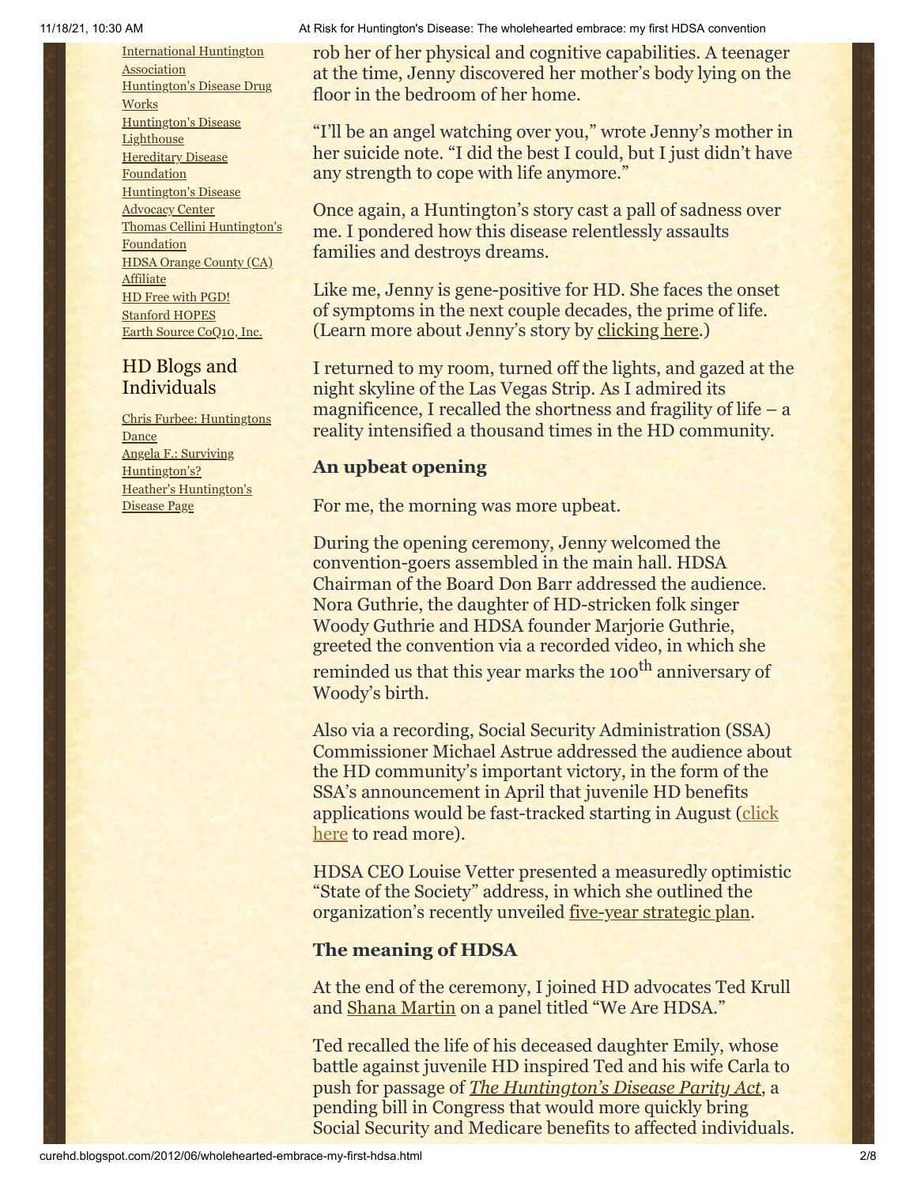International Huntington Association
Huntington's Disease Drug Works
Huntington's Disease Lighthouse
Hereditary Disease Foundation
Huntington's Disease Advocacy Center
Thomas Cellini Huntington's Foundation
HDSA Orange County (CA) Affiliate
HD Free with PGD!
Stanford HOPES
Earth Source CoQ10, Inc.

## HD Blogs and Individuals

Chris Furbee: Huntingtons Dance
Angela F.: Surviving Huntington's?
Heather's Huntington's Disease Page

rob her of her physical and cognitive capabilities. A teenager at the time, Jenny discovered her mother's body lying on the floor in the bedroom of her home.

"I'll be an angel watching over you," wrote Jenny's mother in her suicide note. "I did the best I could, but I just didn't have any strength to cope with life anymore."

Once again, a Huntington's story cast a pall of sadness over me. I pondered how this disease relentlessly assaults families and destroys dreams.

Like me, Jenny is gene-positive for HD. She faces the onset of symptoms in the next couple decades, the prime of life. (Learn more about Jenny's story by clicking here.)

I returned to my room, turned off the lights, and gazed at the night skyline of the Las Vegas Strip. As I admired its magnificence, I recalled the shortness and fragility of life – a reality intensified a thousand times in the HD community.

**An upbeat opening**

For me, the morning was more upbeat.

During the opening ceremony, Jenny welcomed the convention-goers assembled in the main hall. HDSA Chairman of the Board Don Barr addressed the audience. Nora Guthrie, the daughter of HD-stricken folk singer Woody Guthrie and HDSA founder Marjorie Guthrie, greeted the convention via a recorded video, in which she reminded us that this year marks the 100th anniversary of Woody's birth.

Also via a recording, Social Security Administration (SSA) Commissioner Michael Astrue addressed the audience about the HD community's important victory, in the form of the SSA's announcement in April that juvenile HD benefits applications would be fast-tracked starting in August (click here to read more).

HDSA CEO Louise Vetter presented a measuredly optimistic "State of the Society" address, in which she outlined the organization's recently unveiled five-year strategic plan.

**The meaning of HDSA**

At the end of the ceremony, I joined HD advocates Ted Krull and Shana Martin on a panel titled "We Are HDSA."

Ted recalled the life of his deceased daughter Emily, whose battle against juvenile HD inspired Ted and his wife Carla to push for passage of *The Huntington's Disease Parity Act*, a pending bill in Congress that would more quickly bring Social Security and Medicare benefits to affected individuals.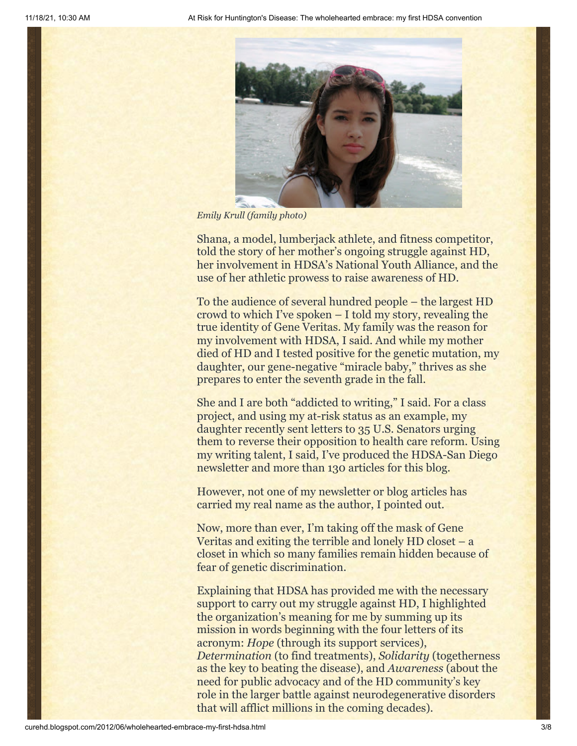*Emily Krull (family photo)*

Shana, a model, lumberjack athlete, and fitness competitor, told the story of her mother's ongoing struggle against HD, her involvement in HDSA's National Youth Alliance, and the use of her athletic prowess to raise awareness of HD.

To the audience of several hundred people – the largest HD crowd to which I've spoken – I told my story, revealing the true identity of Gene Veritas. My family was the reason for my involvement with HDSA, I said. And while my mother died of HD and I tested positive for the genetic mutation, my daughter, our gene-negative "miracle baby," thrives as she prepares to enter the seventh grade in the fall.

She and I are both "addicted to writing," I said. For a class project, and using my at-risk status as an example, my daughter recently sent letters to 35 U.S. Senators urging them to reverse their opposition to health care reform. Using my writing talent, I said, I've produced the HDSA-San Diego newsletter and more than 130 articles for this blog.

However, not one of my newsletter or blog articles has carried my real name as the author, I pointed out.

Now, more than ever, I'm taking off the mask of Gene Veritas and exiting the terrible and lonely HD closet – a closet in which so many families remain hidden because of fear of genetic discrimination.

Explaining that HDSA has provided me with the necessary support to carry out my struggle against HD, I highlighted the organization's meaning for me by summing up its mission in words beginning with the four letters of its acronym: *Hope* (through its support services), *Determination* (to find treatments), *Solidarity* (togetherness as the key to beating the disease), and *Awareness* (about the need for public advocacy and of the HD community's key role in the larger battle against neurodegenerative disorders that will afflict millions in the coming decades).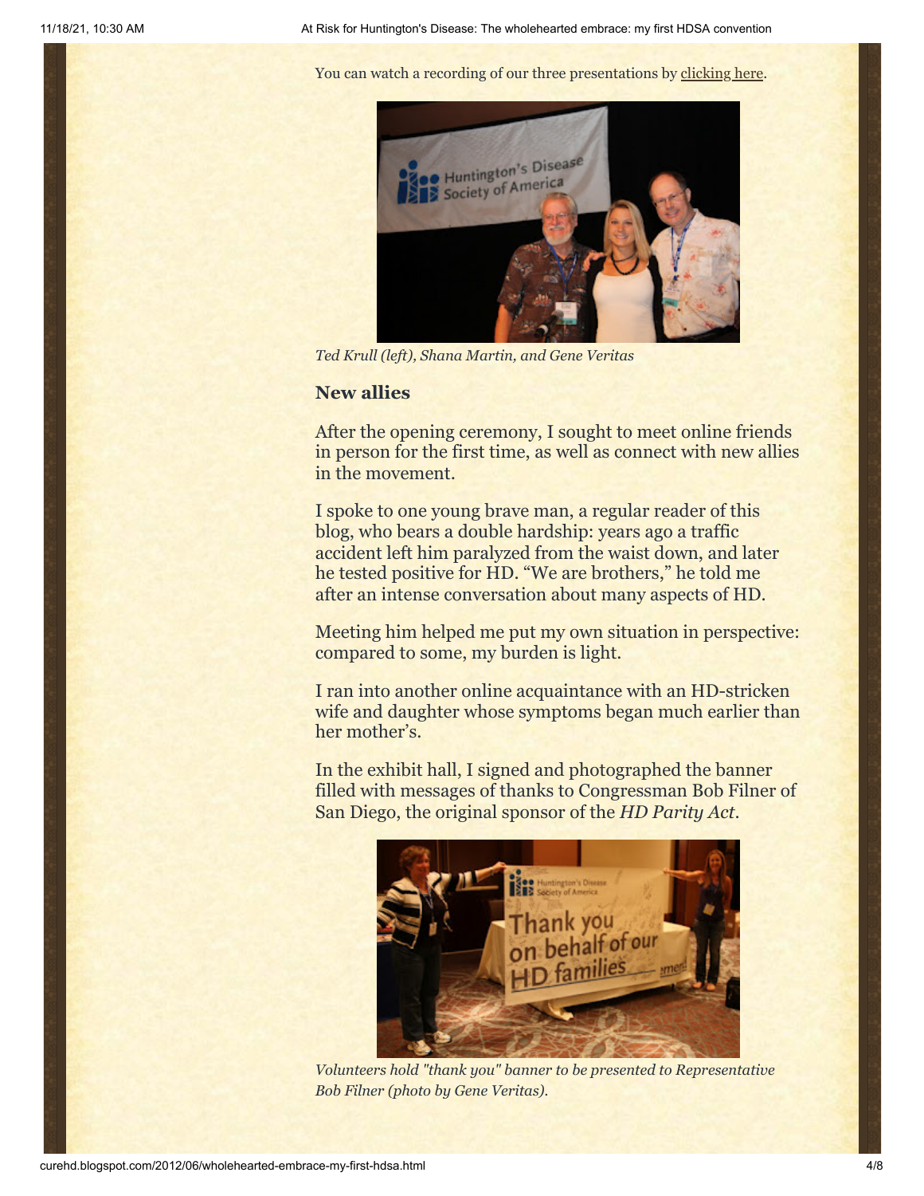You can watch a recording of our three presentations by clicking here.

*Ted Krull (left), Shana Martin, and Gene Veritas*

### New allies

After the opening ceremony, I sought to meet online friends in person for the first time, as well as connect with new allies in the movement.

I spoke to one young brave man, a regular reader of this blog, who bears a double hardship: years ago a traffic accident left him paralyzed from the waist down, and later he tested positive for HD. "We are brothers," he told me after an intense conversation about many aspects of HD.

Meeting him helped me put my own situation in perspective: compared to some, my burden is light.

I ran into another online acquaintance with an HD-stricken wife and daughter whose symptoms began much earlier than her mother's.

In the exhibit hall, I signed and photographed the banner filled with messages of thanks to Congressman Bob Filner of San Diego, the original sponsor of the *HD Parity Act*.

*Volunteers hold "thank you" banner to be presented to Representative Bob Filner (photo by Gene Veritas).*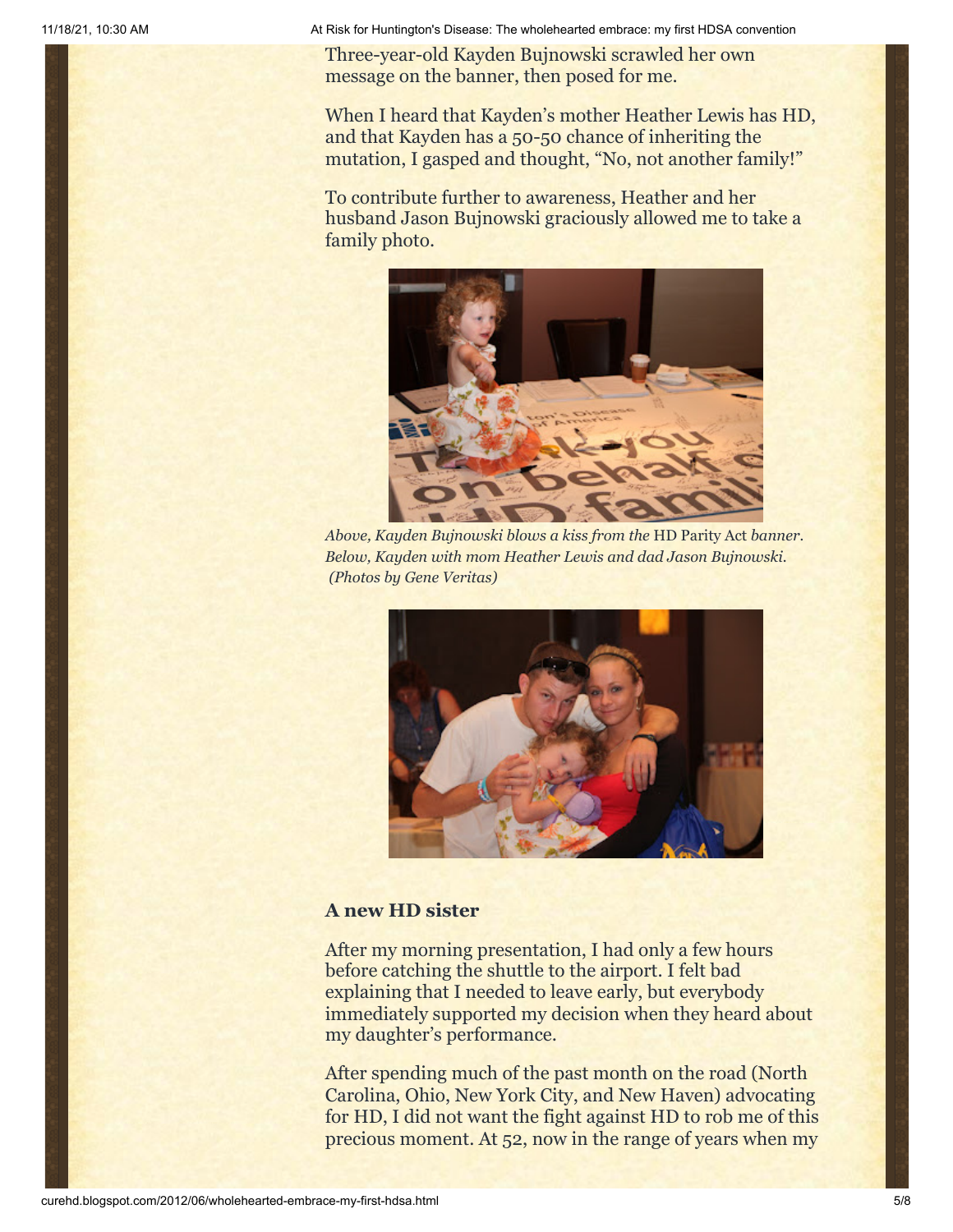Three-year-old Kayden Bujnowski scrawled her own message on the banner, then posed for me.

When I heard that Kayden's mother Heather Lewis has HD, and that Kayden has a 50-50 chance of inheriting the mutation, I gasped and thought, "No, not another family!"

To contribute further to awareness, Heather and her husband Jason Bujnowski graciously allowed me to take a family photo.

*Above, Kayden Bujnowski blows a kiss from the* HD Parity Act *banner. Below, Kayden with mom Heather Lewis and dad Jason Bujnowski. (Photos by Gene Veritas)*

### A new HD sister

After my morning presentation, I had only a few hours before catching the shuttle to the airport. I felt bad explaining that I needed to leave early, but everybody immediately supported my decision when they heard about my daughter's performance.

After spending much of the past month on the road (North Carolina, Ohio, New York City, and New Haven) advocating for HD, I did not want the fight against HD to rob me of this precious moment. At 52, now in the range of years when my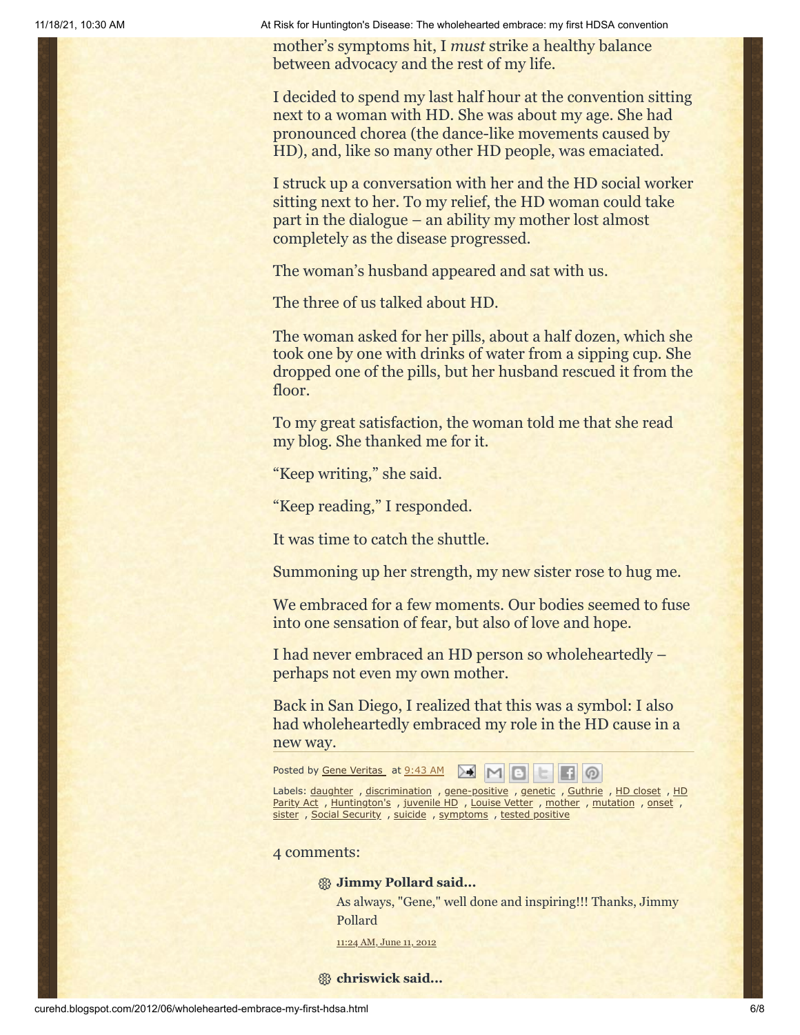mother's symptoms hit, I *must* strike a healthy balance between advocacy and the rest of my life.

I decided to spend my last half hour at the convention sitting next to a woman with HD. She was about my age. She had pronounced chorea (the dance-like movements caused by HD), and, like so many other HD people, was emaciated.

I struck up a conversation with her and the HD social worker sitting next to her. To my relief, the HD woman could take part in the dialogue – an ability my mother lost almost completely as the disease progressed.

The woman's husband appeared and sat with us.

The three of us talked about HD.

The woman asked for her pills, about a half dozen, which she took one by one with drinks of water from a sipping cup. She dropped one of the pills, but her husband rescued it from the floor.

To my great satisfaction, the woman told me that she read my blog. She thanked me for it.

"Keep writing," she said.

"Keep reading," I responded.

It was time to catch the shuttle.

Summoning up her strength, my new sister rose to hug me.

We embraced for a few moments. Our bodies seemed to fuse into one sensation of fear, but also of love and hope.

I had never embraced an HD person so wholeheartedly – perhaps not even my own mother.

Back in San Diego, I realized that this was a symbol: I also had wholeheartedly embraced my role in the HD cause in a new way.

Posted by Gene Veritas at 9:43 AM

Labels: daughter , discrimination , gene-positive , genetic , Guthrie , HD closet , HD Parity Act , Huntington's , juvenile HD , Louise Vetter , mother , mutation , onset , sister , Social Security , suicide , symptoms , tested positive

4 comments:

**Jimmy Pollard said...**

As always, "Gene," well done and inspiring!!! Thanks, Jimmy Pollard

11:24 AM, June 11, 2012

**chriswick said...**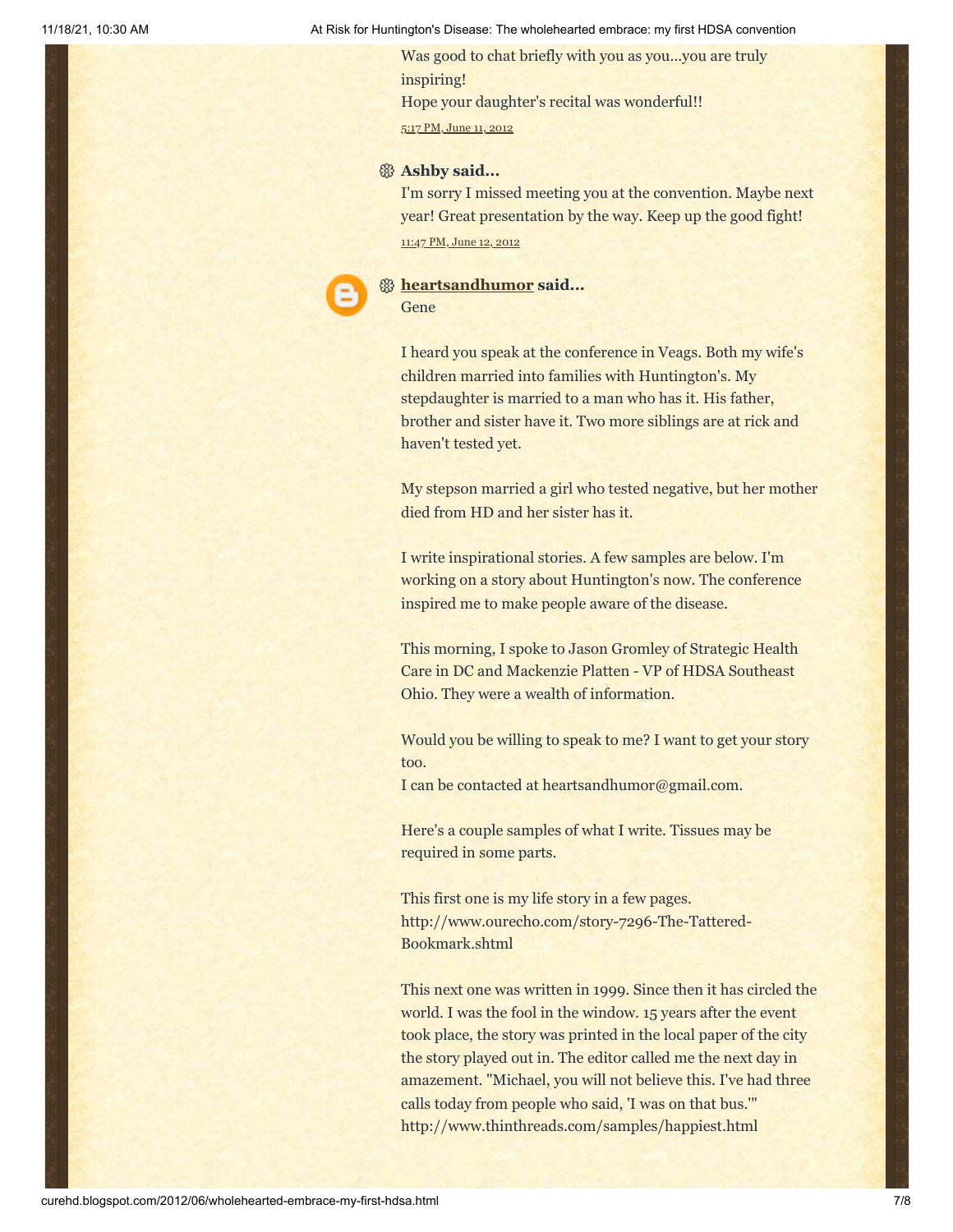Was good to chat briefly with you as you...you are truly inspiring!
Hope your daughter's recital was wonderful!!

5:17 PM, June 11, 2012

**Ashby said...**

I'm sorry I missed meeting you at the convention. Maybe next year! Great presentation by the way. Keep up the good fight!

11:47 PM, June 12, 2012

**heartsandhumor said...**

Gene

I heard you speak at the conference in Veags. Both my wife's children married into families with Huntington's. My stepdaughter is married to a man who has it. His father, brother and sister have it. Two more siblings are at rick and haven't tested yet.

My stepson married a girl who tested negative, but her mother died from HD and her sister has it.

I write inspirational stories. A few samples are below. I'm working on a story about Huntington's now. The conference inspired me to make people aware of the disease.

This morning, I spoke to Jason Gromley of Strategic Health Care in DC and Mackenzie Platten - VP of HDSA Southeast Ohio. They were a wealth of information.

Would you be willing to speak to me? I want to get your story too.
I can be contacted at heartsandhumor@gmail.com.

Here's a couple samples of what I write. Tissues may be required in some parts.

This first one is my life story in a few pages.
http://www.ourecho.com/story-7296-The-Tattered-Bookmark.shtml

This next one was written in 1999. Since then it has circled the world. I was the fool in the window. 15 years after the event took place, the story was printed in the local paper of the city the story played out in. The editor called me the next day in amazement. "Michael, you will not believe this. I've had three calls today from people who said, 'I was on that bus.'"
http://www.thinthreads.com/samples/happiest.html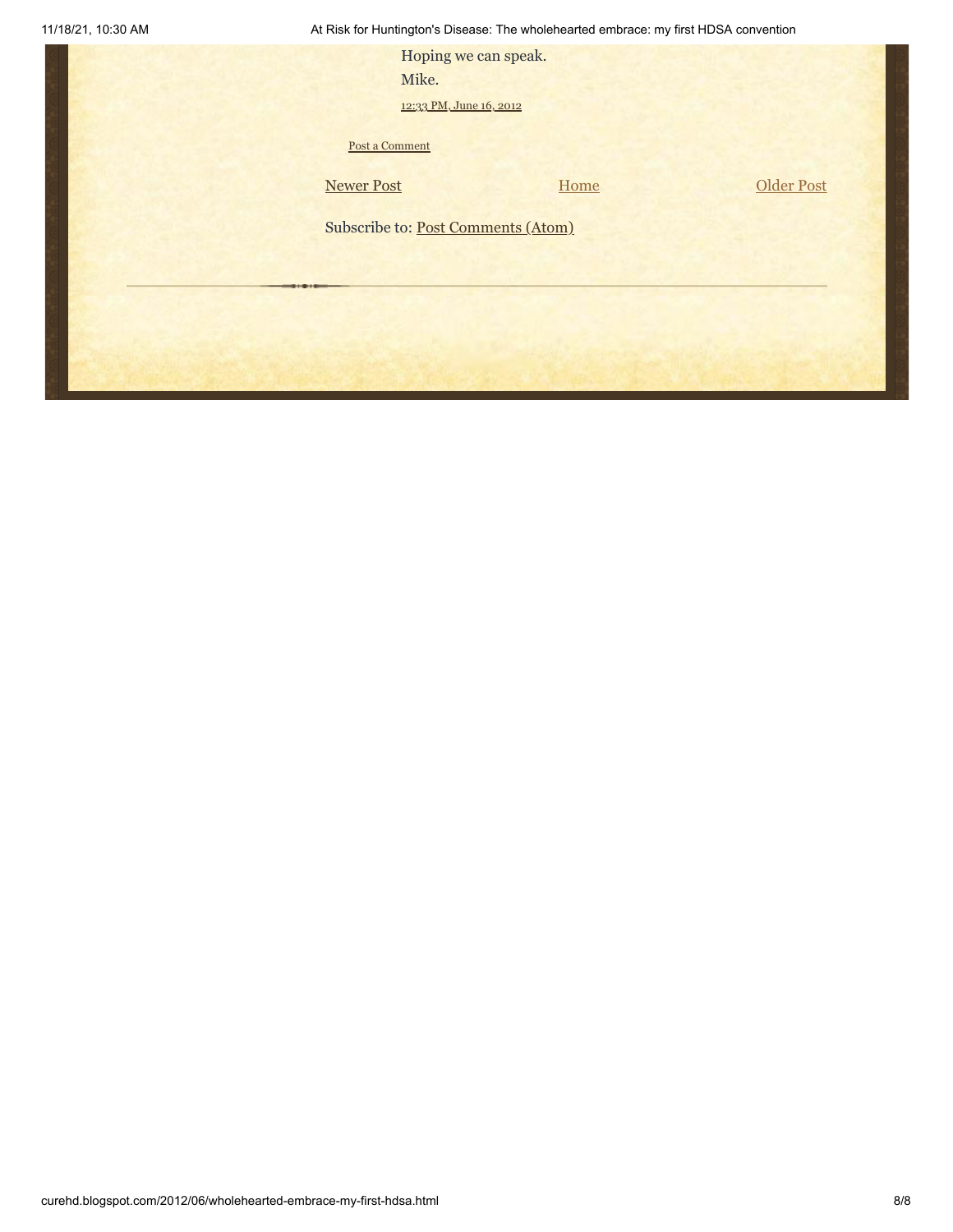Hoping we can speak.

Mike.

12:33 PM, June 16, 2012

Post a Comment

Newer Post Home Older Post

Subscribe to: Post Comments (Atom)